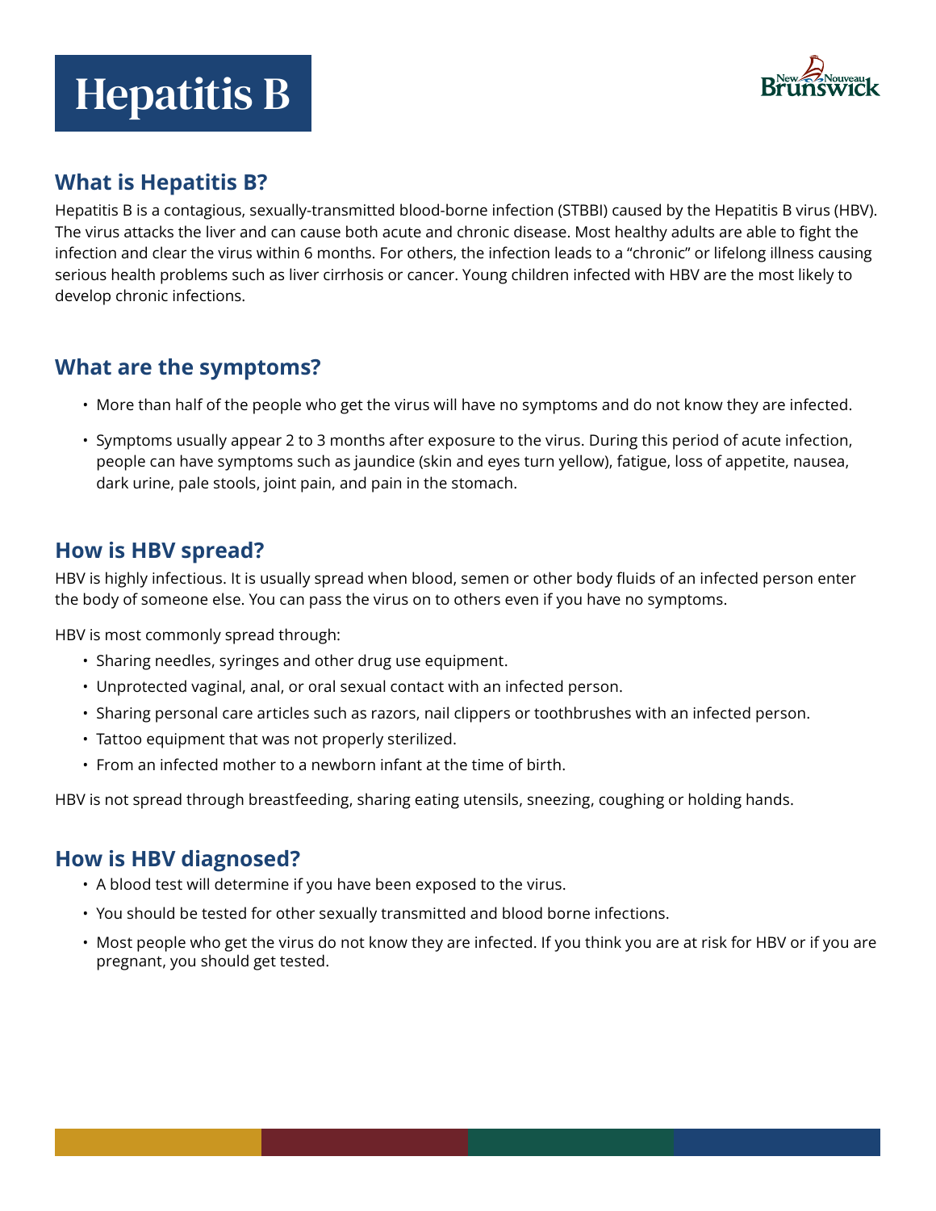# Hepatitis B

## What is Hepatitis B?

Hepatitis B is a contagious, sexually-transmitted blood-borne infection (STBBI) caused by the Hepatitis B virus (HBV). The virus attacks the liver and can cause both acute and chronic disease. Most healthy adults are able to fight the infection and clear the virus within 6 months. For others, the infection leads to a "chronic" or lifelong illness causing serious health problems such as liver cirrhosis or cancer. Young children infected with HBV are the most likely to develop chronic infections.

## What are the symptoms?

- More than half of the people who get the virus will have no symptoms and do not know they are infected.
- Symptoms usually appear 2 to 3 months after exposure to the virus. During this period of acute infection, people can have symptoms such as jaundice (skin and eyes turn yellow), fatigue, loss of appetite, nausea, dark urine, pale stools, joint pain, and pain in the stomach.

## How is HBV spread?

HBV is highly infectious. It is usually spread when blood, semen or other body fluids of an infected person enter the body of someone else. You can pass the virus on to others even if you have no symptoms.

HBV is most commonly spread through:

- Sharing needles, syringes and other drug use equipment.
- Unprotected vaginal, anal, or oral sexual contact with an infected person.
- Sharing personal care articles such as razors, nail clippers or toothbrushes with an infected person.
- Tattoo equipment that was not properly sterilized.
- From an infected mother to a newborn infant at the time of birth.

HBV is not spread through breastfeeding, sharing eating utensils, sneezing, coughing or holding hands.

## How is HBV diagnosed?

- A blood test will determine if you have been exposed to the virus.
- You should be tested for other sexually transmitted and blood borne infections.
- Most people who get the virus do not know they are infected. If you think you are at risk for HBV or if you are pregnant, you should get tested.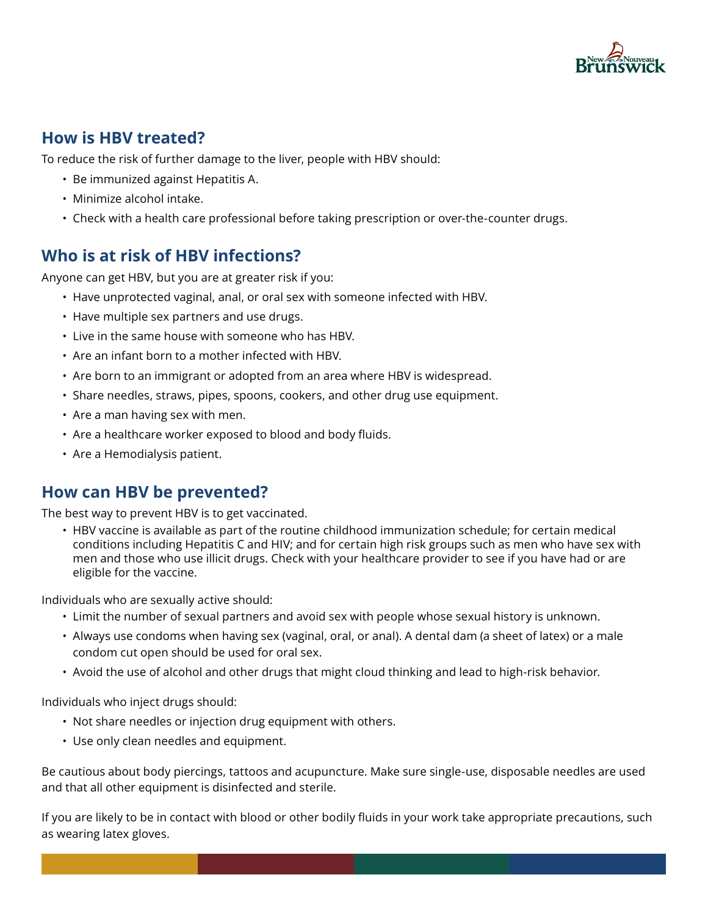## How is HBV treated?

To reduce the risk of further damage to the liver, people with HBV should:

- Be immunized against Hepatitis A.
- Minimize alcohol intake.
- Check with a health care professional before taking prescription or over-the-counter drugs.

## Who is at risk of HBV infections?

Anyone can get HBV, but you are at greater risk if you:

- Have unprotected vaginal, anal, or oral sex with someone infected with HBV.
- Have multiple sex partners and use drugs.
- Live in the same house with someone who has HBV.
- Are an infant born to a mother infected with HBV.
- Are born to an immigrant or adopted from an area where HBV is widespread.
- Share needles, straws, pipes, spoons, cookers, and other drug use equipment.
- Are a man having sex with men.
- Are a healthcare worker exposed to blood and body fluids.
- Are a Hemodialysis patient.

## How can HBV be prevented?

The best way to prevent HBV is to get vaccinated.

- HBV vaccine is available as part of the routine childhood immunization schedule; for certain medical conditions including Hepatitis C and HIV; and for certain high risk groups such as men who have sex with men and those who use illicit drugs. Check with your healthcare provider to see if you have had or are eligible for the vaccine.

Individuals who are sexually active should:

- Limit the number of sexual partners and avoid sex with people whose sexual history is unknown.
- Always use condoms when having sex (vaginal, oral, or anal). A dental dam (a sheet of latex) or a male condom cut open should be used for oral sex.
- Avoid the use of alcohol and other drugs that might cloud thinking and lead to high-risk behavior.

Individuals who inject drugs should:

- Not share needles or injection drug equipment with others.
- Use only clean needles and equipment.

Be cautious about body piercings, tattoos and acupuncture. Make sure single-use, disposable needles are used and that all other equipment is disinfected and sterile.

If you are likely to be in contact with blood or other bodily fluids in your work take appropriate precautions, such as wearing latex gloves.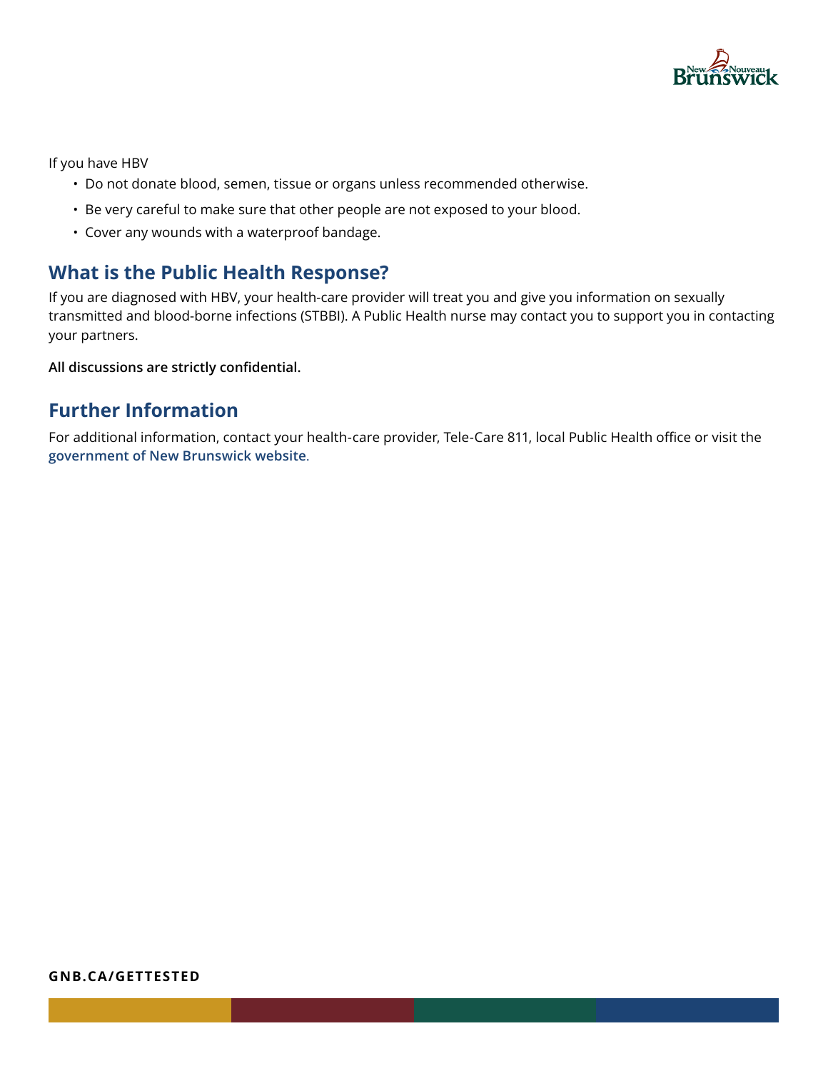If you have HBV

- Do not donate blood, semen, tissue or organs unless recommended otherwise.
- Be very careful to make sure that other people are not exposed to your blood.
- Cover any wounds with a waterproof bandage.

## What is the Public Health Response?

If you are diagnosed with HBV, your health-care provider will treat you and give you information on sexually transmitted and blood-borne infections (STBBI). A Public Health nurse may contact you to support you in contacting your partners.

**All discussions are strictly confidential.**

## Further Information

For additional information, contact your health-care provider, Tele-Care 811, local Public Health office or visit the **government of New Brunswick website**.

**GNB.CA/GETTESTED**